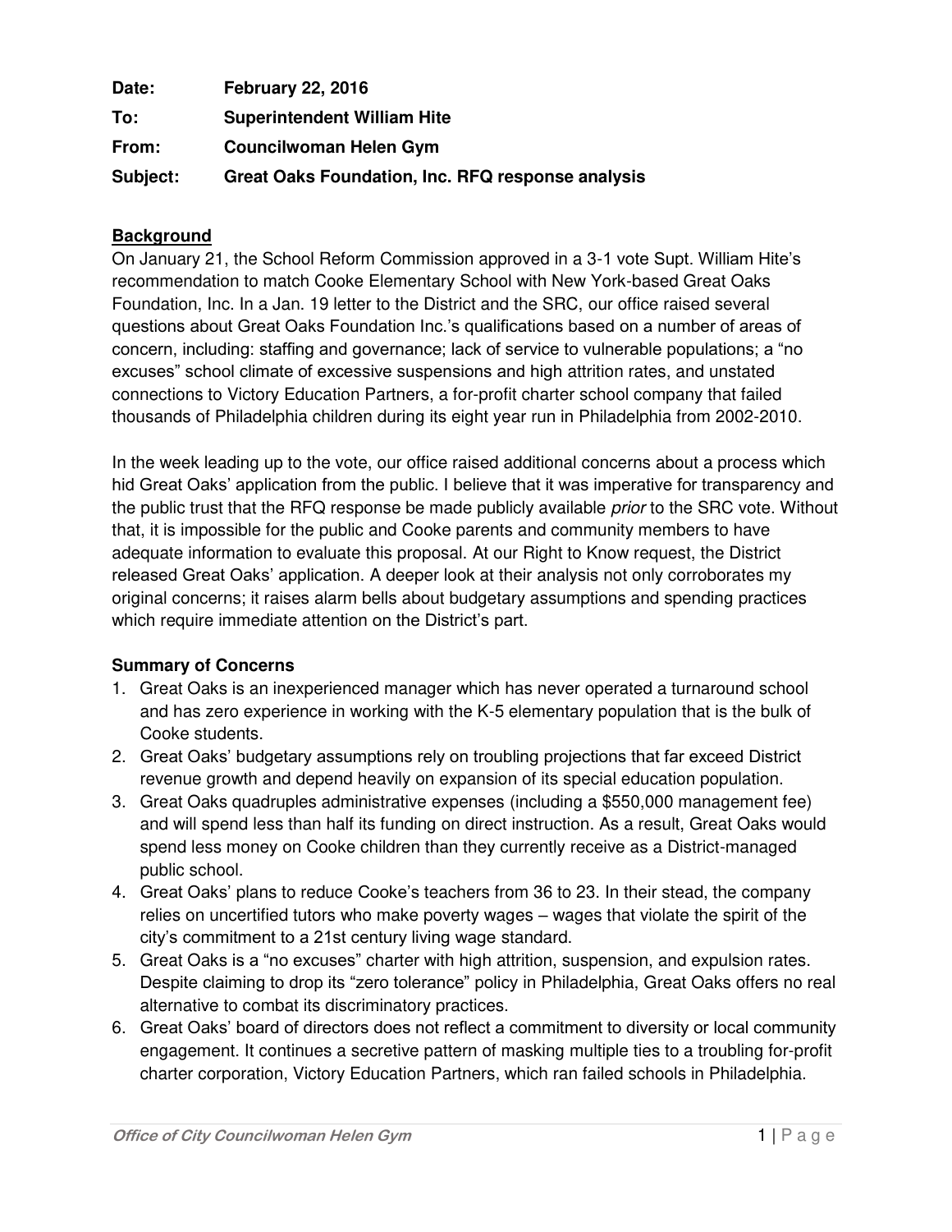**Date:** **February 22, 2016**

**To:** **Superintendent William Hite**

**From:** **Councilwoman Helen Gym**

**Subject:** **Great Oaks Foundation, Inc. RFQ response analysis**

## Background

On January 21, the School Reform Commission approved in a 3-1 vote Supt. William Hite's recommendation to match Cooke Elementary School with New York-based Great Oaks Foundation, Inc. In a Jan. 19 letter to the District and the SRC, our office raised several questions about Great Oaks Foundation Inc.'s qualifications based on a number of areas of concern, including: staffing and governance; lack of service to vulnerable populations; a "no excuses" school climate of excessive suspensions and high attrition rates, and unstated connections to Victory Education Partners, a for-profit charter school company that failed thousands of Philadelphia children during its eight year run in Philadelphia from 2002-2010.

In the week leading up to the vote, our office raised additional concerns about a process which hid Great Oaks' application from the public. I believe that it was imperative for transparency and the public trust that the RFQ response be made publicly available *prior* to the SRC vote. Without that, it is impossible for the public and Cooke parents and community members to have adequate information to evaluate this proposal. At our Right to Know request, the District released Great Oaks' application. A deeper look at their analysis not only corroborates my original concerns; it raises alarm bells about budgetary assumptions and spending practices which require immediate attention on the District's part.

## Summary of Concerns

1. Great Oaks is an inexperienced manager which has never operated a turnaround school and has zero experience in working with the K-5 elementary population that is the bulk of Cooke students.
2. Great Oaks' budgetary assumptions rely on troubling projections that far exceed District revenue growth and depend heavily on expansion of its special education population.
3. Great Oaks quadruples administrative expenses (including a $550,000 management fee) and will spend less than half its funding on direct instruction. As a result, Great Oaks would spend less money on Cooke children than they currently receive as a District-managed public school.
4. Great Oaks' plans to reduce Cooke's teachers from 36 to 23. In their stead, the company relies on uncertified tutors who make poverty wages – wages that violate the spirit of the city's commitment to a 21st century living wage standard.
5. Great Oaks is a "no excuses" charter with high attrition, suspension, and expulsion rates. Despite claiming to drop its "zero tolerance" policy in Philadelphia, Great Oaks offers no real alternative to combat its discriminatory practices.
6. Great Oaks' board of directors does not reflect a commitment to diversity or local community engagement. It continues a secretive pattern of masking multiple ties to a troubling for-profit charter corporation, Victory Education Partners, which ran failed schools in Philadelphia.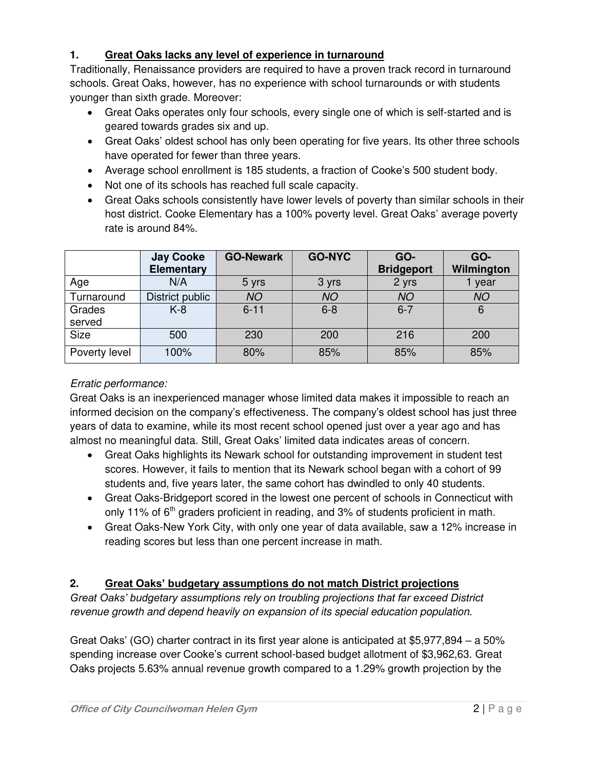## 1. Great Oaks lacks any level of experience in turnaround

Traditionally, Renaissance providers are required to have a proven track record in turnaround schools. Great Oaks, however, has no experience with school turnarounds or with students younger than sixth grade. Moreover:

- Great Oaks operates only four schools, every single one of which is self-started and is geared towards grades six and up.
- Great Oaks' oldest school has only been operating for five years. Its other three schools have operated for fewer than three years.
- Average school enrollment is 185 students, a fraction of Cooke's 500 student body.
- Not one of its schools has reached full scale capacity.
- Great Oaks schools consistently have lower levels of poverty than similar schools in their host district. Cooke Elementary has a 100% poverty level. Great Oaks' average poverty rate is around 84%.

| | **Jay Cooke Elementary** | **GO-Newark** | **GO-NYC** | **GO-Bridgeport** | **GO-Wilmington** |
|---|---|---|---|---|---|
| Age | N/A | 5 yrs | 3 yrs | 2 yrs | 1 year |
| Turnaround | District public | *NO* | *NO* | *NO* | *NO* |
| Grades served | K-8 | 6-11 | 6-8 | 6-7 | 6 |
| Size | 500 | 230 | 200 | 216 | 200 |
| Poverty level | 100% | 80% | 85% | 85% | 85% |

*Erratic performance:*

Great Oaks is an inexperienced manager whose limited data makes it impossible to reach an informed decision on the company's effectiveness. The company's oldest school has just three years of data to examine, while its most recent school opened just over a year ago and has almost no meaningful data. Still, Great Oaks' limited data indicates areas of concern.

- Great Oaks highlights its Newark school for outstanding improvement in student test scores. However, it fails to mention that its Newark school began with a cohort of 99 students and, five years later, the same cohort has dwindled to only 40 students.
- Great Oaks-Bridgeport scored in the lowest one percent of schools in Connecticut with only 11% of 6th graders proficient in reading, and 3% of students proficient in math.
- Great Oaks-New York City, with only one year of data available, saw a 12% increase in reading scores but less than one percent increase in math.

## 2. Great Oaks' budgetary assumptions do not match District projections

*Great Oaks' budgetary assumptions rely on troubling projections that far exceed District revenue growth and depend heavily on expansion of its special education population.*

Great Oaks' (GO) charter contract in its first year alone is anticipated at $5,977,894 – a 50% spending increase over Cooke's current school-based budget allotment of $3,962,63. Great Oaks projects 5.63% annual revenue growth compared to a 1.29% growth projection by the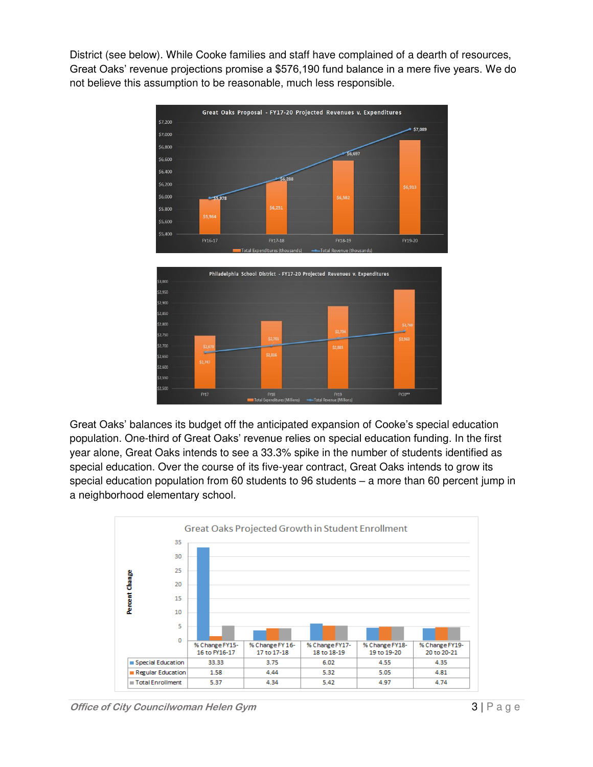District (see below). While Cooke families and staff have complained of a dearth of resources, Great Oaks' revenue projections promise a $576,190 fund balance in a mere five years. We do not believe this assumption to be reasonable, much less responsible.

Great Oaks' balances its budget off the anticipated expansion of Cooke's special education population. One-third of Great Oaks' revenue relies on special education funding. In the first year alone, Great Oaks intends to see a 33.3% spike in the number of students identified as special education. Over the course of its five-year contract, Great Oaks intends to grow its special education population from 60 students to 96 students – a more than 60 percent jump in a neighborhood elementary school.

**Great Oaks Projected Growth in Student Enrollment**

| | % Change FY15-16 to FY16-17 | % Change FY 16-17 to 17-18 | % Change FY17-18 to 18-19 | % Change FY18-19 to 19-20 | % Change FY19-20 to 20-21 |
|---|---|---|---|---|---|
| Special Education | 33.33 | 3.75 | 6.02 | 4.55 | 4.35 |
| Regular Education | 1.58 | 4.44 | 5.32 | 5.05 | 4.81 |
| Total Enrollment | 5.37 | 4.34 | 5.42 | 4.97 | 4.74 |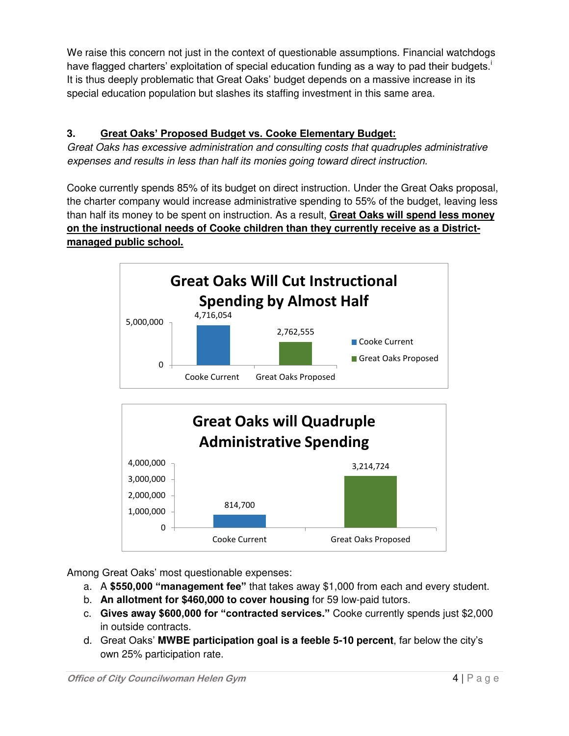We raise this concern not just in the context of questionable assumptions. Financial watchdogs have flagged charters' exploitation of special education funding as a way to pad their budgets.[i] It is thus deeply problematic that Great Oaks' budget depends on a massive increase in its special education population but slashes its staffing investment in this same area.

### 3. Great Oaks' Proposed Budget vs. Cooke Elementary Budget:

*Great Oaks has excessive administration and consulting costs that quadruples administrative expenses and results in less than half its monies going toward direct instruction.*

Cooke currently spends 85% of its budget on direct instruction. Under the Great Oaks proposal, the charter company would increase administrative spending to 55% of the budget, leaving less than half its money to be spent on instruction. As a result, **Great Oaks will spend less money on the instructional needs of Cooke children than they currently receive as a District-managed public school.**

**Great Oaks Will Cut Instructional Spending by Almost Half**

| | Amount |
|---|---|
| Cooke Current | 4,716,054 |
| Great Oaks Proposed | 2,762,555 |

**Great Oaks will Quadruple Administrative Spending**

| | Amount |
|---|---|
| Cooke Current | 814,700 |
| Great Oaks Proposed | 3,214,724 |

Among Great Oaks' most questionable expenses:

a. A **$550,000 "management fee"** that takes away $1,000 from each and every student.
b. **An allotment for $460,000 to cover housing** for 59 low-paid tutors.
c. **Gives away $600,000 for "contracted services."** Cooke currently spends just $2,000 in outside contracts.
d. Great Oaks' **MWBE participation goal is a feeble 5-10 percent**, far below the city's own 25% participation rate.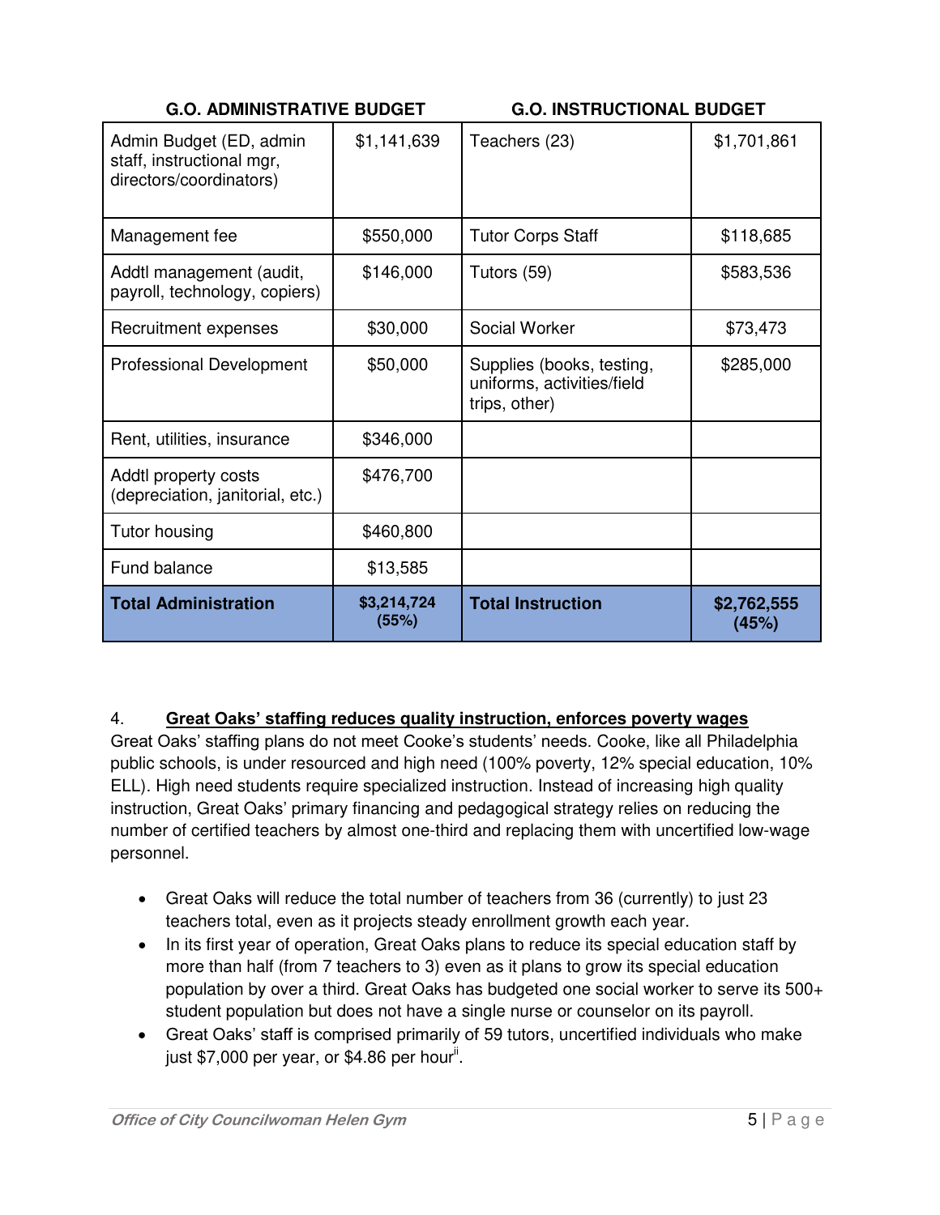| G.O. ADMINISTRATIVE BUDGET | | G.O. INSTRUCTIONAL BUDGET | |
|---|---|---|---|
| Admin Budget (ED, admin staff, instructional mgr, directors/coordinators) | $1,141,639 | Teachers (23) | $1,701,861 |
| Management fee | $550,000 | Tutor Corps Staff | $118,685 |
| Addtl management (audit, payroll, technology, copiers) | $146,000 | Tutors (59) | $583,536 |
| Recruitment expenses | $30,000 | Social Worker | $73,473 |
| Professional Development | $50,000 | Supplies (books, testing, uniforms, activities/field trips, other) | $285,000 |
| Rent, utilities, insurance | $346,000 | | |
| Addtl property costs (depreciation, janitorial, etc.) | $476,700 | | |
| Tutor housing | $460,800 | | |
| Fund balance | $13,585 | | |
| **Total Administration** | **$3,214,724 (55%)** | **Total Instruction** | **$2,762,555 (45%)** |

4. **Great Oaks' staffing reduces quality instruction, enforces poverty wages**

Great Oaks' staffing plans do not meet Cooke's students' needs. Cooke, like all Philadelphia public schools, is under resourced and high need (100% poverty, 12% special education, 10% ELL). High need students require specialized instruction. Instead of increasing high quality instruction, Great Oaks' primary financing and pedagogical strategy relies on reducing the number of certified teachers by almost one-third and replacing them with uncertified low-wage personnel.

- Great Oaks will reduce the total number of teachers from 36 (currently) to just 23 teachers total, even as it projects steady enrollment growth each year.
- In its first year of operation, Great Oaks plans to reduce its special education staff by more than half (from 7 teachers to 3) even as it plans to grow its special education population by over a third. Great Oaks has budgeted one social worker to serve its 500+ student population but does not have a single nurse or counselor on its payroll.
- Great Oaks' staff is comprised primarily of 59 tutors, uncertified individuals who make just $7,000 per year, or $4.86 per hour[ii].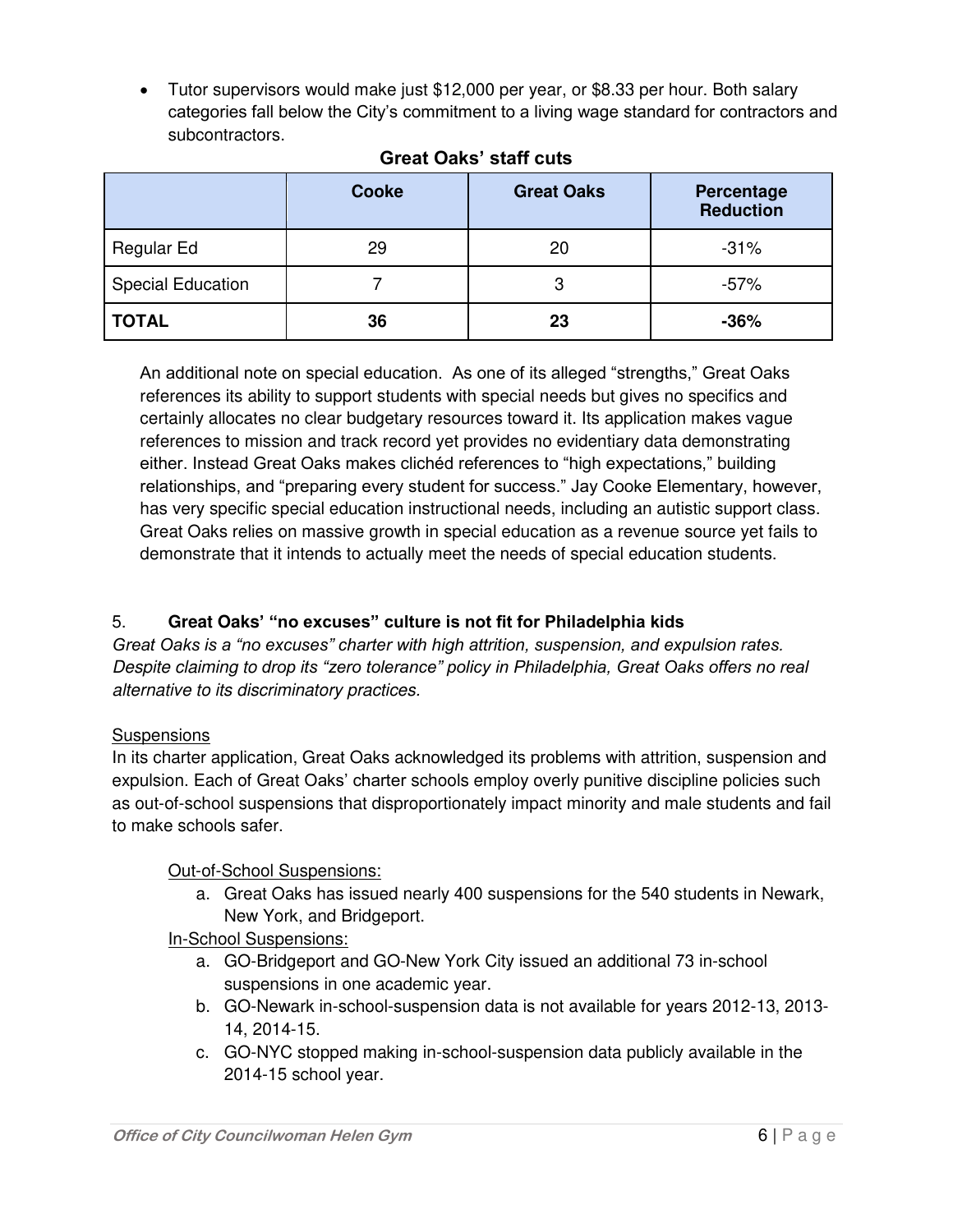- Tutor supervisors would make just $12,000 per year, or $8.33 per hour. Both salary categories fall below the City's commitment to a living wage standard for contractors and subcontractors.

**Great Oaks' staff cuts**

| | Cooke | Great Oaks | Percentage Reduction |
|---|---|---|---|
| Regular Ed | 29 | 20 | -31% |
| Special Education | 7 | 3 | -57% |
| **TOTAL** | **36** | **23** | **-36%** |

An additional note on special education. As one of its alleged "strengths," Great Oaks references its ability to support students with special needs but gives no specifics and certainly allocates no clear budgetary resources toward it. Its application makes vague references to mission and track record yet provides no evidentiary data demonstrating either. Instead Great Oaks makes clichéd references to "high expectations," building relationships, and "preparing every student for success." Jay Cooke Elementary, however, has very specific special education instructional needs, including an autistic support class. Great Oaks relies on massive growth in special education as a revenue source yet fails to demonstrate that it intends to actually meet the needs of special education students.

## 5. Great Oaks' "no excuses" culture is not fit for Philadelphia kids

*Great Oaks is a "no excuses" charter with high attrition, suspension, and expulsion rates. Despite claiming to drop its "zero tolerance" policy in Philadelphia, Great Oaks offers no real alternative to its discriminatory practices.*

<u>Suspensions</u>

In its charter application, Great Oaks acknowledged its problems with attrition, suspension and expulsion. Each of Great Oaks' charter schools employ overly punitive discipline policies such as out-of-school suspensions that disproportionately impact minority and male students and fail to make schools safer.

<u>Out-of-School Suspensions:</u>

a. Great Oaks has issued nearly 400 suspensions for the 540 students in Newark, New York, and Bridgeport.

<u>In-School Suspensions:</u>

a. GO-Bridgeport and GO-New York City issued an additional 73 in-school suspensions in one academic year.
b. GO-Newark in-school-suspension data is not available for years 2012-13, 2013-14, 2014-15.
c. GO-NYC stopped making in-school-suspension data publicly available in the 2014-15 school year.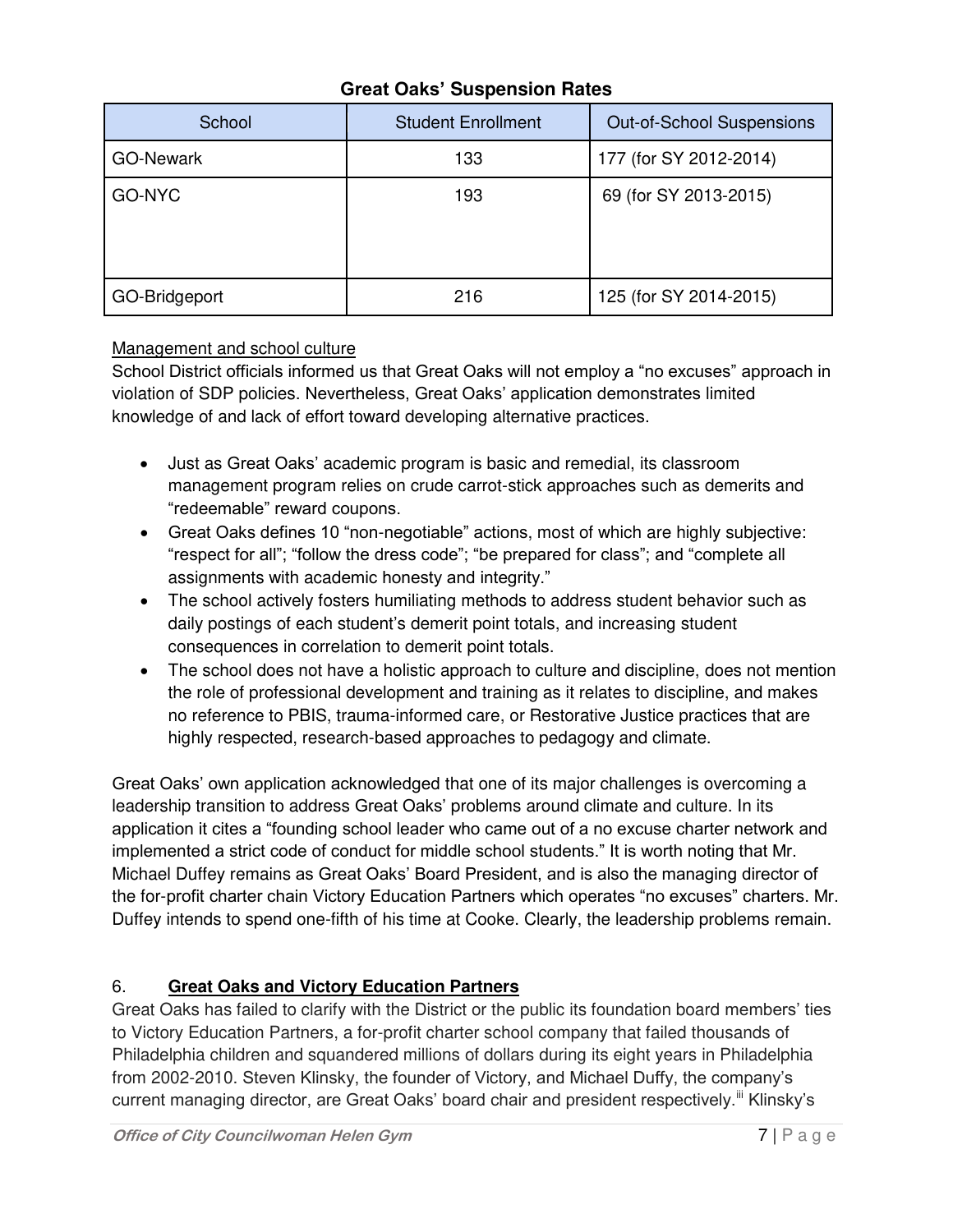**Great Oaks' Suspension Rates**

| School | Student Enrollment | Out-of-School Suspensions |
|---|---|---|
| GO-Newark | 133 | 177 (for SY 2012-2014) |
| GO-NYC | 193 | 69 (for SY 2013-2015) |
| GO-Bridgeport | 216 | 125 (for SY 2014-2015) |

Management and school culture

School District officials informed us that Great Oaks will not employ a "no excuses" approach in violation of SDP policies. Nevertheless, Great Oaks' application demonstrates limited knowledge of and lack of effort toward developing alternative practices.

- Just as Great Oaks' academic program is basic and remedial, its classroom management program relies on crude carrot-stick approaches such as demerits and "redeemable" reward coupons.
- Great Oaks defines 10 "non-negotiable" actions, most of which are highly subjective: "respect for all"; "follow the dress code"; "be prepared for class"; and "complete all assignments with academic honesty and integrity."
- The school actively fosters humiliating methods to address student behavior such as daily postings of each student's demerit point totals, and increasing student consequences in correlation to demerit point totals.
- The school does not have a holistic approach to culture and discipline, does not mention the role of professional development and training as it relates to discipline, and makes no reference to PBIS, trauma-informed care, or Restorative Justice practices that are highly respected, research-based approaches to pedagogy and climate.

Great Oaks' own application acknowledged that one of its major challenges is overcoming a leadership transition to address Great Oaks' problems around climate and culture. In its application it cites a "founding school leader who came out of a no excuse charter network and implemented a strict code of conduct for middle school students." It is worth noting that Mr. Michael Duffey remains as Great Oaks' Board President, and is also the managing director of the for-profit charter chain Victory Education Partners which operates "no excuses" charters. Mr. Duffey intends to spend one-fifth of his time at Cooke. Clearly, the leadership problems remain.

## 6. **Great Oaks and Victory Education Partners**

Great Oaks has failed to clarify with the District or the public its foundation board members' ties to Victory Education Partners, a for-profit charter school company that failed thousands of Philadelphia children and squandered millions of dollars during its eight years in Philadelphia from 2002-2010. Steven Klinsky, the founder of Victory, and Michael Duffy, the company's current managing director, are Great Oaks' board chair and president respectively.[iii] Klinsky's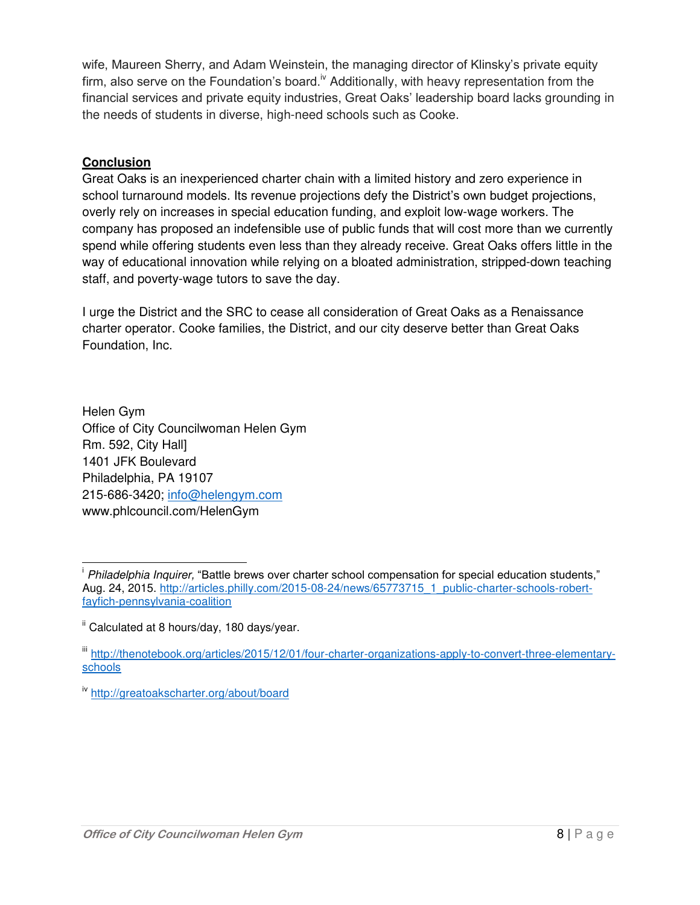wife, Maureen Sherry, and Adam Weinstein, the managing director of Klinsky's private equity firm, also serve on the Foundation's board.[iv] Additionally, with heavy representation from the financial services and private equity industries, Great Oaks' leadership board lacks grounding in the needs of students in diverse, high-need schools such as Cooke.

**Conclusion**

Great Oaks is an inexperienced charter chain with a limited history and zero experience in school turnaround models. Its revenue projections defy the District's own budget projections, overly rely on increases in special education funding, and exploit low-wage workers. The company has proposed an indefensible use of public funds that will cost more than we currently spend while offering students even less than they already receive. Great Oaks offers little in the way of educational innovation while relying on a bloated administration, stripped-down teaching staff, and poverty-wage tutors to save the day.

I urge the District and the SRC to cease all consideration of Great Oaks as a Renaissance charter operator. Cooke families, the District, and our city deserve better than Great Oaks Foundation, Inc.

Helen Gym
Office of City Councilwoman Helen Gym
Rm. 592, City Hall]
1401 JFK Boulevard
Philadelphia, PA 19107
215-686-3420; info@helengym.com
www.phlcouncil.com/HelenGym

---

[i] *Philadelphia Inquirer,* "Battle brews over charter school compensation for special education students," Aug. 24, 2015. http://articles.philly.com/2015-08-24/news/65773715_1_public-charter-schools-robert-fayfich-pennsylvania-coalition

[ii] Calculated at 8 hours/day, 180 days/year.

[iii] http://thenotebook.org/articles/2015/12/01/four-charter-organizations-apply-to-convert-three-elementary-schools

[iv] http://greatoakscharter.org/about/board